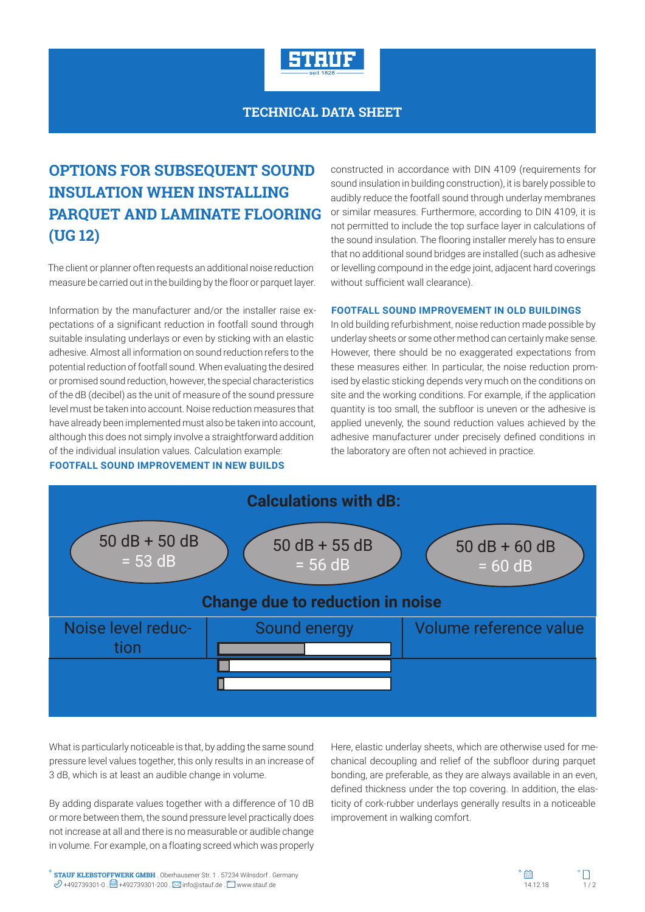TECHNICAL DATA SHEET

# OPTIONS FOR SUBSEQUENT SOUND INSULATION WHEN INSTALLING PARQUET AND LAMINATE FLOORING (UG 12)

The client or planner often requests an additional noise reduction measure be carried out in the building by the floor or parquet layer.

Information by the manufacturer and/or the installer raise expectations of a significant reduction in footfall sound through suitable insulating underlays or even by sticking with an elastic adhesive. Almost all information on sound reduction refers to the potential reduction of footfall sound. When evaluating the desired or promised sound reduction, however, the special characteristics of the dB (decibel) as the unit of measure of the sound pressure level must be taken into account. Noise reduction measures that have already been implemented must also be taken into account, although this does not simply involve a straightforward addition of the individual insulation values. Calculation example:

## Calculations with dB:

| 50 dB + 50 dB = 53 dB | 50 dB + 55 dB = 56 dB | 50 dB + 60 dB = 60 dB |
|---|---|---|

### Change due to reduction in noise

| Noise level reduction | Sound energy | Volume reference value |
|---|---|---|
| | | |
| | | |
| | | |

What is particularly noticeable is that, by adding the same sound pressure level values together, this only results in an increase of 3 dB, which is at least an audible change in volume.

By adding disparate values together with a difference of 10 dB or more between them, the sound pressure level practically does not increase at all and there is no measurable or audible change in volume.

### FOOTFALL SOUND IMPROVEMENT IN NEW BUILDS

For example, on a floating screed which was properly constructed in accordance with DIN 4109 (requirements for sound insulation in building construction), it is barely possible to audibly reduce the footfall sound through underlay membranes or similar measures. Furthermore, according to DIN 4109, it is not permitted to include the top surface layer in calculations of the sound insulation. The flooring installer merely has to ensure that no additional sound bridges are installed (such as adhesive or levelling compound in the edge joint, adjacent hard coverings without sufficient wall clearance).

### FOOTFALL SOUND IMPROVEMENT IN OLD BUILDINGS

In old building refurbishment, noise reduction made possible by underlay sheets or some other method can certainly make sense. However, there should be no exaggerated expectations from these measures either. In particular, the noise reduction promised by elastic sticking depends very much on the conditions on site and the working conditions. For example, if the application quantity is too small, the subfloor is uneven or the adhesive is applied unevenly, the sound reduction values achieved by the adhesive manufacturer under precisely defined conditions in the laboratory are often not achieved in practice.

Here, elastic underlay sheets, which are otherwise used for mechanical decoupling and relief of the subfloor during parquet bonding, are preferable, as they are always available in an even, defined thickness under the top covering. In addition, the elasticity of cork-rubber underlays generally results in a noticeable improvement in walking comfort.

**STAUF KLEBSTOFFWERK GMBH** . Oberhausener Str. 1 . 57234 Wilnsdorf . Germany
+492739301-0 . +492739301-200 . info@stauf.de . www.stauf.de

14.12.18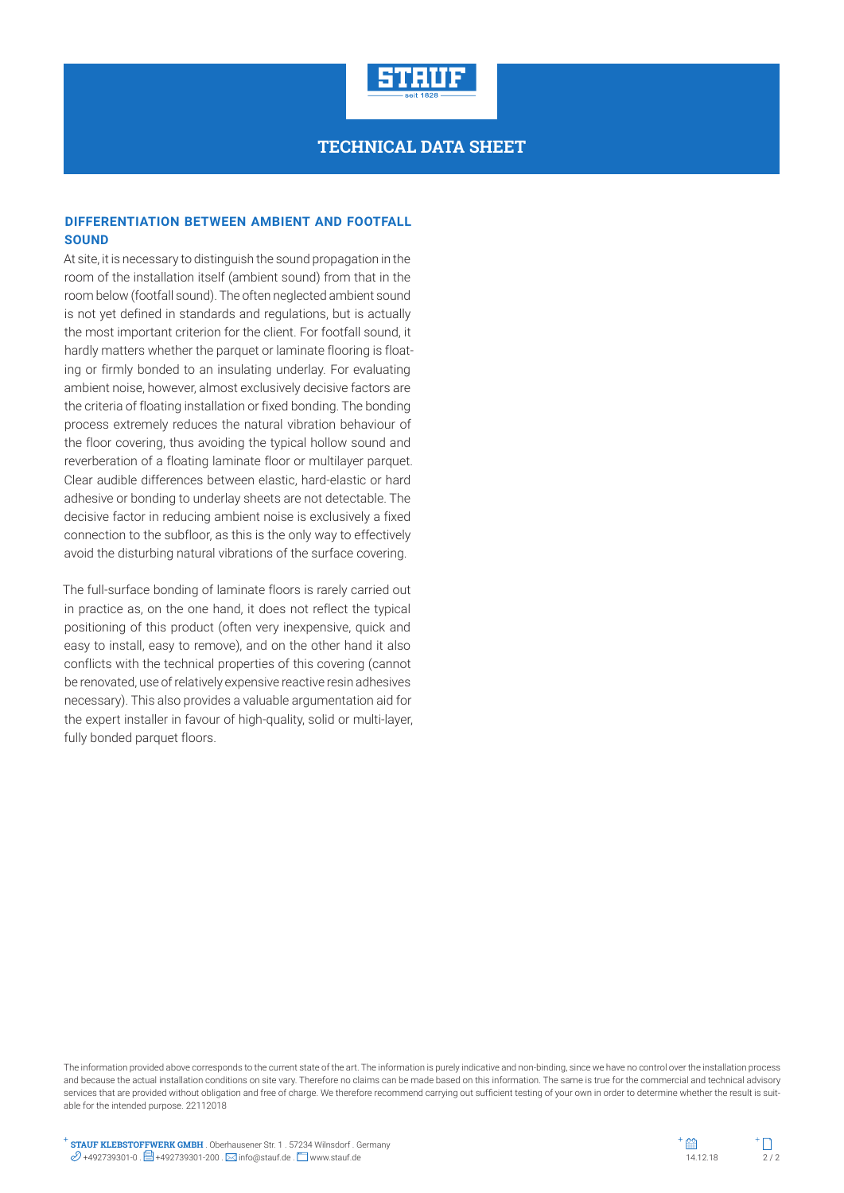## DIFFERENTIATION BETWEEN AMBIENT AND FOOTFALL SOUND

At site, it is necessary to distinguish the sound propagation in the room of the installation itself (ambient sound) from that in the room below (footfall sound). The often neglected ambient sound is not yet defined in standards and regulations, but is actually the most important criterion for the client. For footfall sound, it hardly matters whether the parquet or laminate flooring is floating or firmly bonded to an insulating underlay. For evaluating ambient noise, however, almost exclusively decisive factors are the criteria of floating installation or fixed bonding. The bonding process extremely reduces the natural vibration behaviour of the floor covering, thus avoiding the typical hollow sound and reverberation of a floating laminate floor or multilayer parquet. Clear audible differences between elastic, hard-elastic or hard adhesive or bonding to underlay sheets are not detectable. The decisive factor in reducing ambient noise is exclusively a fixed connection to the subfloor, as this is the only way to effectively avoid the disturbing natural vibrations of the surface covering.

The full-surface bonding of laminate floors is rarely carried out in practice as, on the one hand, it does not reflect the typical positioning of this product (often very inexpensive, quick and easy to install, easy to remove), and on the other hand it also conflicts with the technical properties of this covering (cannot be renovated, use of relatively expensive reactive resin adhesives necessary). This also provides a valuable argumentation aid for the expert installer in favour of high-quality, solid or multi-layer, fully bonded parquet floors.

The information provided above corresponds to the current state of the art. The information is purely indicative and non-binding, since we have no control over the installation process and because the actual installation conditions on site vary. Therefore no claims can be made based on this information. The same is true for the commercial and technical advisory services that are provided without obligation and free of charge. We therefore recommend carrying out sufficient testing of your own in order to determine whether the result is suitable for the intended purpose. 22112018

**STAUF KLEBSTOFFWERK GMBH** . Oberhausener Str. 1 . 57234 Wilnsdorf . Germany
+492739301-0 . +492739301-200 . info@stauf.de . www.stauf.de

14.12.18